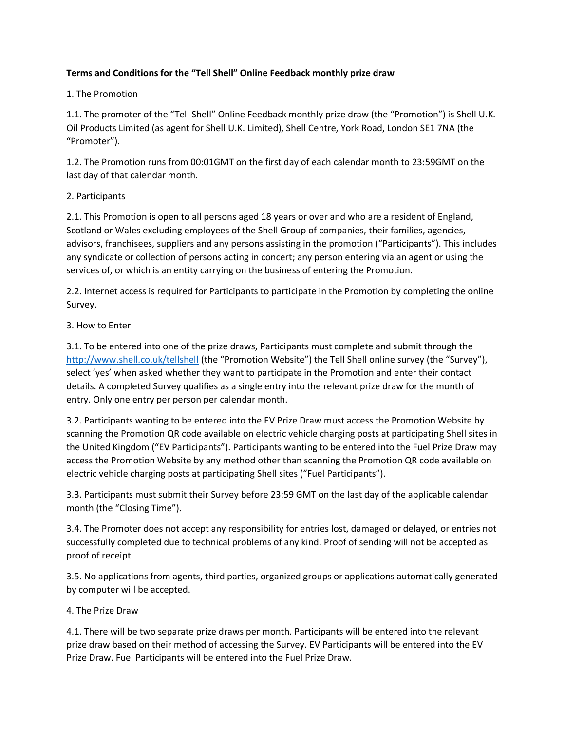**Terms and Conditions for the "Tell Shell" Online Feedback monthly prize draw**

1. The Promotion

1.1. The promoter of the "Tell Shell" Online Feedback monthly prize draw (the "Promotion") is Shell U.K. Oil Products Limited (as agent for Shell U.K. Limited), Shell Centre, York Road, London SE1 7NA (the "Promoter").

1.2. The Promotion runs from 00:01GMT on the first day of each calendar month to 23:59GMT on the last day of that calendar month.

2. Participants

2.1. This Promotion is open to all persons aged 18 years or over and who are a resident of England, Scotland or Wales excluding employees of the Shell Group of companies, their families, agencies, advisors, franchisees, suppliers and any persons assisting in the promotion ("Participants"). This includes any syndicate or collection of persons acting in concert; any person entering via an agent or using the services of, or which is an entity carrying on the business of entering the Promotion.

2.2. Internet access is required for Participants to participate in the Promotion by completing the online Survey.

3. How to Enter

3.1. To be entered into one of the prize draws, Participants must complete and submit through the http://www.shell.co.uk/tellshell (the "Promotion Website") the Tell Shell online survey (the "Survey"), select 'yes' when asked whether they want to participate in the Promotion and enter their contact details. A completed Survey qualifies as a single entry into the relevant prize draw for the month of entry. Only one entry per person per calendar month.

3.2. Participants wanting to be entered into the EV Prize Draw must access the Promotion Website by scanning the Promotion QR code available on electric vehicle charging posts at participating Shell sites in the United Kingdom ("EV Participants"). Participants wanting to be entered into the Fuel Prize Draw may access the Promotion Website by any method other than scanning the Promotion QR code available on electric vehicle charging posts at participating Shell sites ("Fuel Participants").

3.3. Participants must submit their Survey before 23:59 GMT on the last day of the applicable calendar month (the "Closing Time").

3.4. The Promoter does not accept any responsibility for entries lost, damaged or delayed, or entries not successfully completed due to technical problems of any kind. Proof of sending will not be accepted as proof of receipt.

3.5. No applications from agents, third parties, organized groups or applications automatically generated by computer will be accepted.

4. The Prize Draw

4.1. There will be two separate prize draws per month. Participants will be entered into the relevant prize draw based on their method of accessing the Survey. EV Participants will be entered into the EV Prize Draw. Fuel Participants will be entered into the Fuel Prize Draw.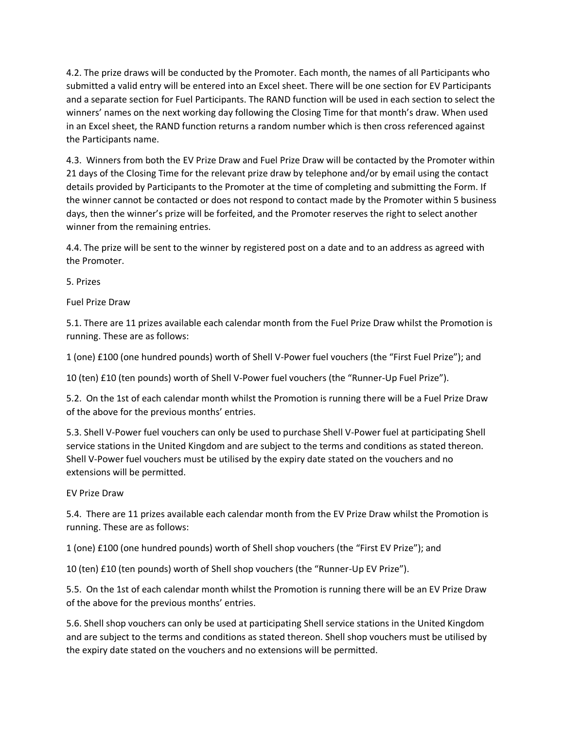4.2. The prize draws will be conducted by the Promoter. Each month, the names of all Participants who submitted a valid entry will be entered into an Excel sheet. There will be one section for EV Participants and a separate section for Fuel Participants. The RAND function will be used in each section to select the winners' names on the next working day following the Closing Time for that month's draw. When used in an Excel sheet, the RAND function returns a random number which is then cross referenced against the Participants name.

4.3. Winners from both the EV Prize Draw and Fuel Prize Draw will be contacted by the Promoter within 21 days of the Closing Time for the relevant prize draw by telephone and/or by email using the contact details provided by Participants to the Promoter at the time of completing and submitting the Form. If the winner cannot be contacted or does not respond to contact made by the Promoter within 5 business days, then the winner's prize will be forfeited, and the Promoter reserves the right to select another winner from the remaining entries.

4.4. The prize will be sent to the winner by registered post on a date and to an address as agreed with the Promoter.

5. Prizes

Fuel Prize Draw

5.1. There are 11 prizes available each calendar month from the Fuel Prize Draw whilst the Promotion is running. These are as follows:

1 (one) £100 (one hundred pounds) worth of Shell V-Power fuel vouchers (the "First Fuel Prize"); and

10 (ten) £10 (ten pounds) worth of Shell V-Power fuel vouchers (the "Runner-Up Fuel Prize").

5.2. On the 1st of each calendar month whilst the Promotion is running there will be a Fuel Prize Draw of the above for the previous months' entries.

5.3. Shell V-Power fuel vouchers can only be used to purchase Shell V-Power fuel at participating Shell service stations in the United Kingdom and are subject to the terms and conditions as stated thereon. Shell V-Power fuel vouchers must be utilised by the expiry date stated on the vouchers and no extensions will be permitted.

EV Prize Draw

5.4. There are 11 prizes available each calendar month from the EV Prize Draw whilst the Promotion is running. These are as follows:

1 (one) £100 (one hundred pounds) worth of Shell shop vouchers (the "First EV Prize"); and

10 (ten) £10 (ten pounds) worth of Shell shop vouchers (the "Runner-Up EV Prize").

5.5. On the 1st of each calendar month whilst the Promotion is running there will be an EV Prize Draw of the above for the previous months' entries.

5.6. Shell shop vouchers can only be used at participating Shell service stations in the United Kingdom and are subject to the terms and conditions as stated thereon. Shell shop vouchers must be utilised by the expiry date stated on the vouchers and no extensions will be permitted.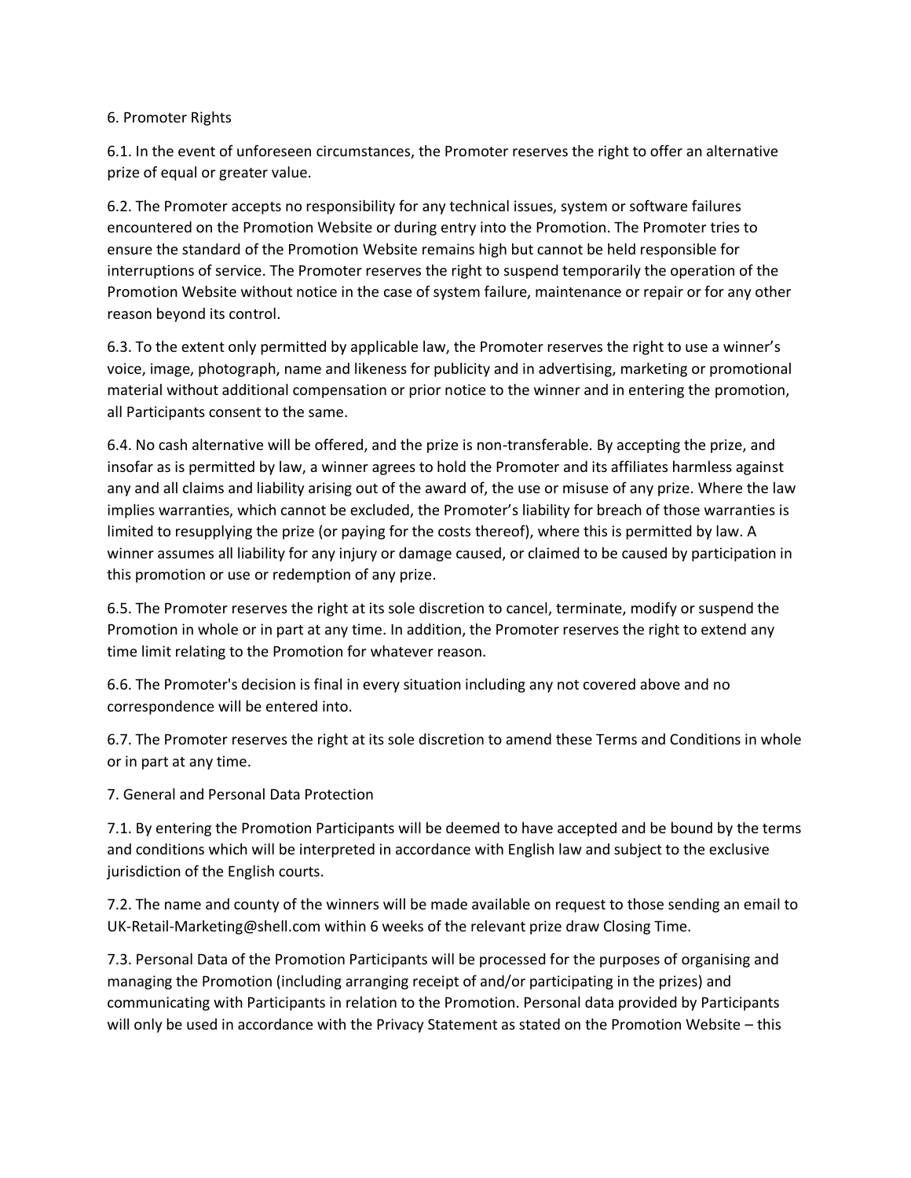## 6. Promoter Rights

6.1. In the event of unforeseen circumstances, the Promoter reserves the right to offer an alternative prize of equal or greater value.

6.2. The Promoter accepts no responsibility for any technical issues, system or software failures encountered on the Promotion Website or during entry into the Promotion. The Promoter tries to ensure the standard of the Promotion Website remains high but cannot be held responsible for interruptions of service. The Promoter reserves the right to suspend temporarily the operation of the Promotion Website without notice in the case of system failure, maintenance or repair or for any other reason beyond its control.

6.3. To the extent only permitted by applicable law, the Promoter reserves the right to use a winner's voice, image, photograph, name and likeness for publicity and in advertising, marketing or promotional material without additional compensation or prior notice to the winner and in entering the promotion, all Participants consent to the same.

6.4. No cash alternative will be offered, and the prize is non-transferable. By accepting the prize, and insofar as is permitted by law, a winner agrees to hold the Promoter and its affiliates harmless against any and all claims and liability arising out of the award of, the use or misuse of any prize. Where the law implies warranties, which cannot be excluded, the Promoter's liability for breach of those warranties is limited to resupplying the prize (or paying for the costs thereof), where this is permitted by law. A winner assumes all liability for any injury or damage caused, or claimed to be caused by participation in this promotion or use or redemption of any prize.

6.5. The Promoter reserves the right at its sole discretion to cancel, terminate, modify or suspend the Promotion in whole or in part at any time. In addition, the Promoter reserves the right to extend any time limit relating to the Promotion for whatever reason.

6.6. The Promoter's decision is final in every situation including any not covered above and no correspondence will be entered into.

6.7. The Promoter reserves the right at its sole discretion to amend these Terms and Conditions in whole or in part at any time.

## 7. General and Personal Data Protection

7.1. By entering the Promotion Participants will be deemed to have accepted and be bound by the terms and conditions which will be interpreted in accordance with English law and subject to the exclusive jurisdiction of the English courts.

7.2. The name and county of the winners will be made available on request to those sending an email to UK-Retail-Marketing@shell.com within 6 weeks of the relevant prize draw Closing Time.

7.3. Personal Data of the Promotion Participants will be processed for the purposes of organising and managing the Promotion (including arranging receipt of and/or participating in the prizes) and communicating with Participants in relation to the Promotion. Personal data provided by Participants will only be used in accordance with the Privacy Statement as stated on the Promotion Website – this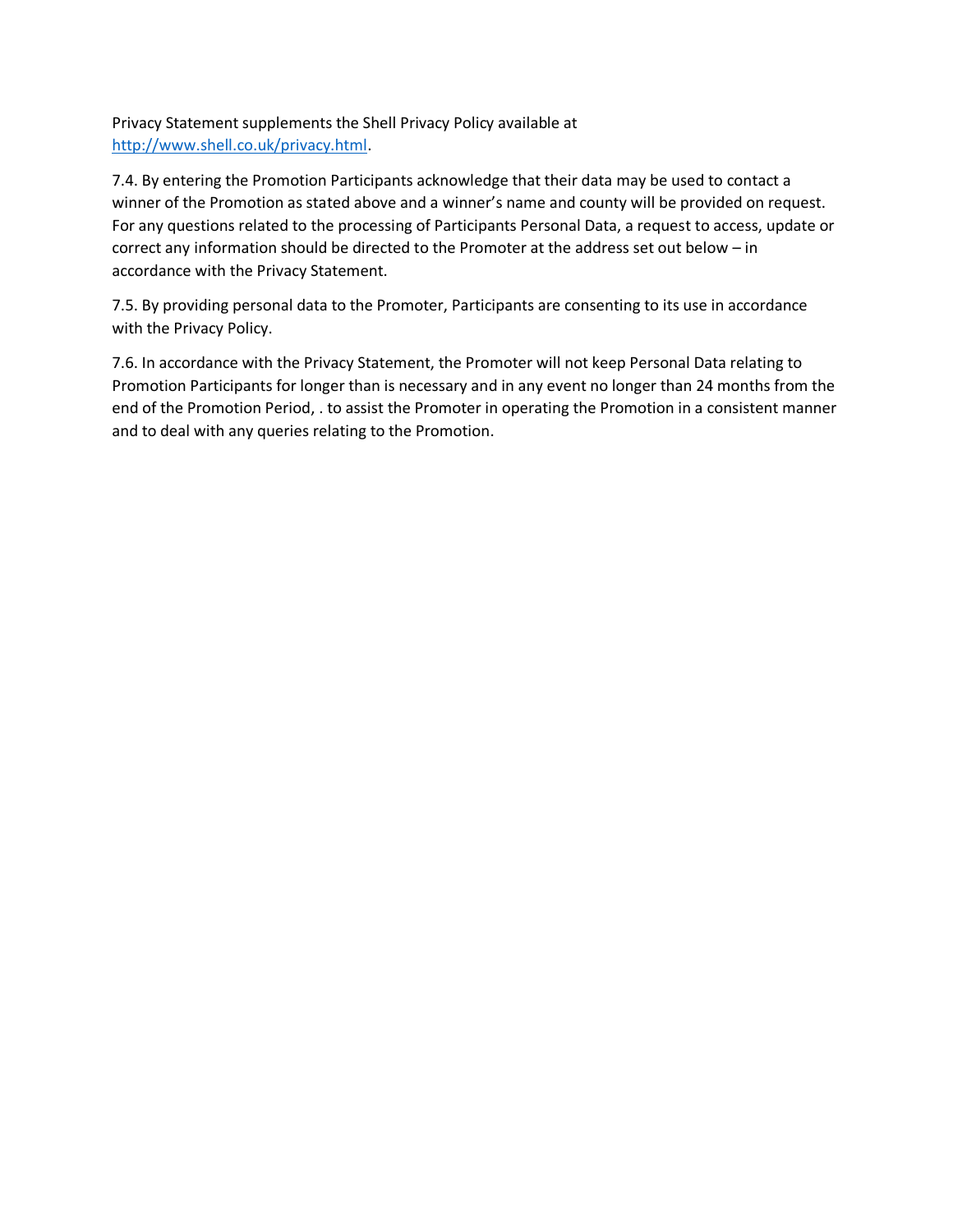Privacy Statement supplements the Shell Privacy Policy available at [http://www.shell.co.uk/privacy.html](http://www.shell.co.uk/privacy.html).

7.4. By entering the Promotion Participants acknowledge that their data may be used to contact a winner of the Promotion as stated above and a winner's name and county will be provided on request. For any questions related to the processing of Participants Personal Data, a request to access, update or correct any information should be directed to the Promoter at the address set out below – in accordance with the Privacy Statement.

7.5. By providing personal data to the Promoter, Participants are consenting to its use in accordance with the Privacy Policy.

7.6. In accordance with the Privacy Statement, the Promoter will not keep Personal Data relating to Promotion Participants for longer than is necessary and in any event no longer than 24 months from the end of the Promotion Period, . to assist the Promoter in operating the Promotion in a consistent manner and to deal with any queries relating to the Promotion.